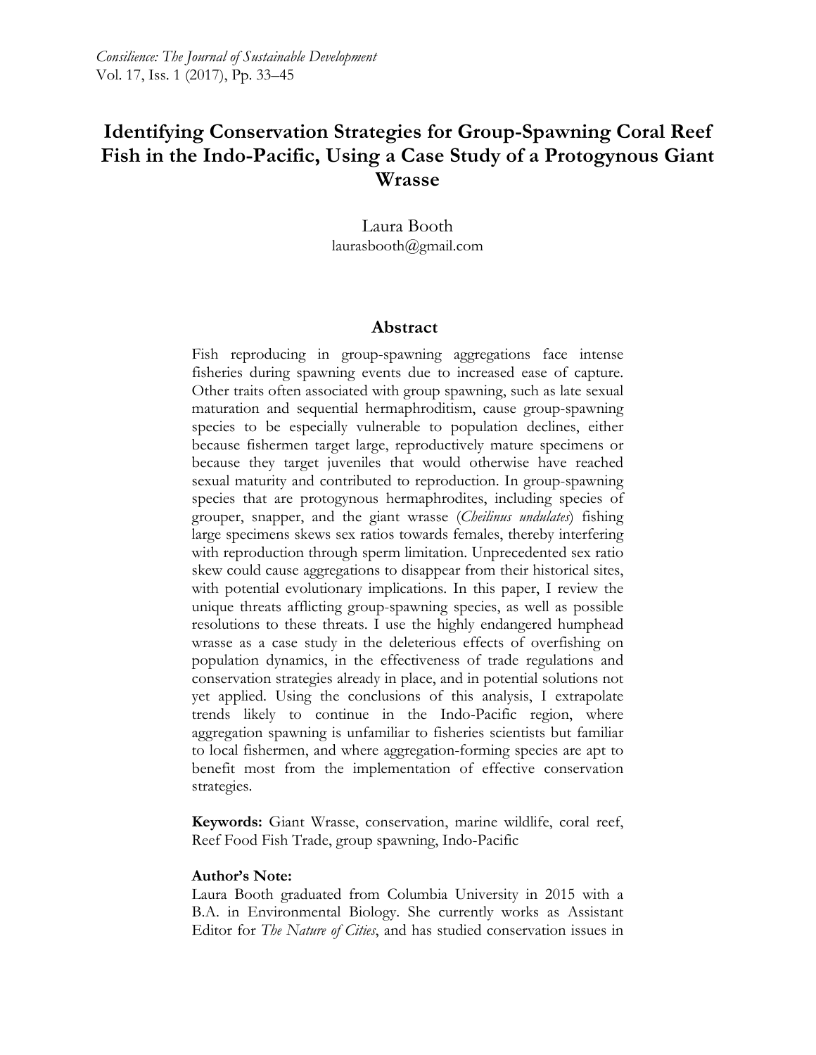# Identifying Conservation Strategies for Group-Spawning Coral Reef Fish in the Indo-Pacific, Using a Case Study of a Protogynous Giant Wrasse

Laura Booth
laurasbooth@gmail.com

## Abstract

Fish reproducing in group-spawning aggregations face intense fisheries during spawning events due to increased ease of capture. Other traits often associated with group spawning, such as late sexual maturation and sequential hermaphroditism, cause group-spawning species to be especially vulnerable to population declines, either because fishermen target large, reproductively mature specimens or because they target juveniles that would otherwise have reached sexual maturity and contributed to reproduction. In group-spawning species that are protogynous hermaphrodites, including species of grouper, snapper, and the giant wrasse (*Cheilinus undulates*) fishing large specimens skews sex ratios towards females, thereby interfering with reproduction through sperm limitation. Unprecedented sex ratio skew could cause aggregations to disappear from their historical sites, with potential evolutionary implications. In this paper, I review the unique threats afflicting group-spawning species, as well as possible resolutions to these threats. I use the highly endangered humphead wrasse as a case study in the deleterious effects of overfishing on population dynamics, in the effectiveness of trade regulations and conservation strategies already in place, and in potential solutions not yet applied. Using the conclusions of this analysis, I extrapolate trends likely to continue in the Indo-Pacific region, where aggregation spawning is unfamiliar to fisheries scientists but familiar to local fishermen, and where aggregation-forming species are apt to benefit most from the implementation of effective conservation strategies.

**Keywords:** Giant Wrasse, conservation, marine wildlife, coral reef, Reef Food Fish Trade, group spawning, Indo-Pacific

**Author's Note:**
Laura Booth graduated from Columbia University in 2015 with a B.A. in Environmental Biology. She currently works as Assistant Editor for *The Nature of Cities*, and has studied conservation issues in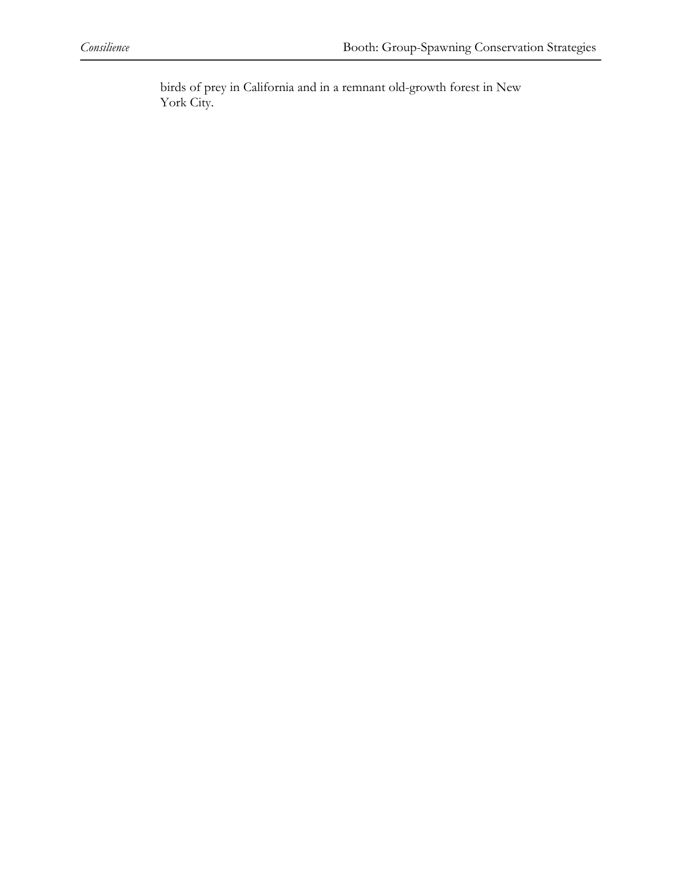birds of prey in California and in a remnant old-growth forest in New York City.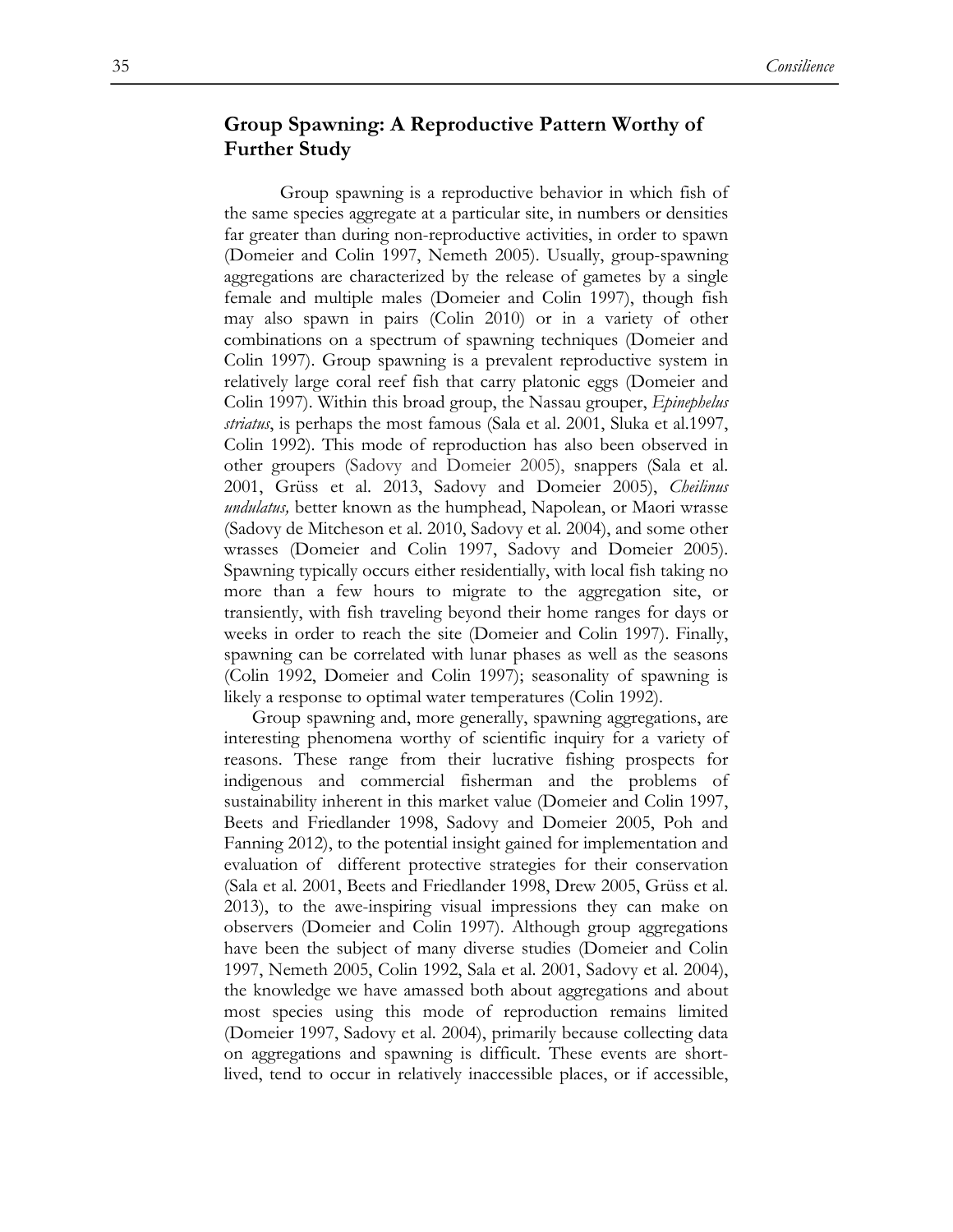## Group Spawning: A Reproductive Pattern Worthy of Further Study

Group spawning is a reproductive behavior in which fish of the same species aggregate at a particular site, in numbers or densities far greater than during non-reproductive activities, in order to spawn (Domeier and Colin 1997, Nemeth 2005). Usually, group-spawning aggregations are characterized by the release of gametes by a single female and multiple males (Domeier and Colin 1997), though fish may also spawn in pairs (Colin 2010) or in a variety of other combinations on a spectrum of spawning techniques (Domeier and Colin 1997). Group spawning is a prevalent reproductive system in relatively large coral reef fish that carry platonic eggs (Domeier and Colin 1997). Within this broad group, the Nassau grouper, *Epinephelus striatus*, is perhaps the most famous (Sala et al. 2001, Sluka et al.1997, Colin 1992). This mode of reproduction has also been observed in other groupers (Sadovy and Domeier 2005), snappers (Sala et al. 2001, Grüss et al. 2013, Sadovy and Domeier 2005), *Cheilinus undulatus,* better known as the humphead, Napolean, or Maori wrasse (Sadovy de Mitcheson et al. 2010, Sadovy et al. 2004), and some other wrasses (Domeier and Colin 1997, Sadovy and Domeier 2005). Spawning typically occurs either residentially, with local fish taking no more than a few hours to migrate to the aggregation site, or transiently, with fish traveling beyond their home ranges for days or weeks in order to reach the site (Domeier and Colin 1997). Finally, spawning can be correlated with lunar phases as well as the seasons (Colin 1992, Domeier and Colin 1997); seasonality of spawning is likely a response to optimal water temperatures (Colin 1992).

Group spawning and, more generally, spawning aggregations, are interesting phenomena worthy of scientific inquiry for a variety of reasons. These range from their lucrative fishing prospects for indigenous and commercial fisherman and the problems of sustainability inherent in this market value (Domeier and Colin 1997, Beets and Friedlander 1998, Sadovy and Domeier 2005, Poh and Fanning 2012), to the potential insight gained for implementation and evaluation of different protective strategies for their conservation (Sala et al. 2001, Beets and Friedlander 1998, Drew 2005, Grüss et al. 2013), to the awe-inspiring visual impressions they can make on observers (Domeier and Colin 1997). Although group aggregations have been the subject of many diverse studies (Domeier and Colin 1997, Nemeth 2005, Colin 1992, Sala et al. 2001, Sadovy et al. 2004), the knowledge we have amassed both about aggregations and about most species using this mode of reproduction remains limited (Domeier 1997, Sadovy et al. 2004), primarily because collecting data on aggregations and spawning is difficult. These events are short-lived, tend to occur in relatively inaccessible places, or if accessible,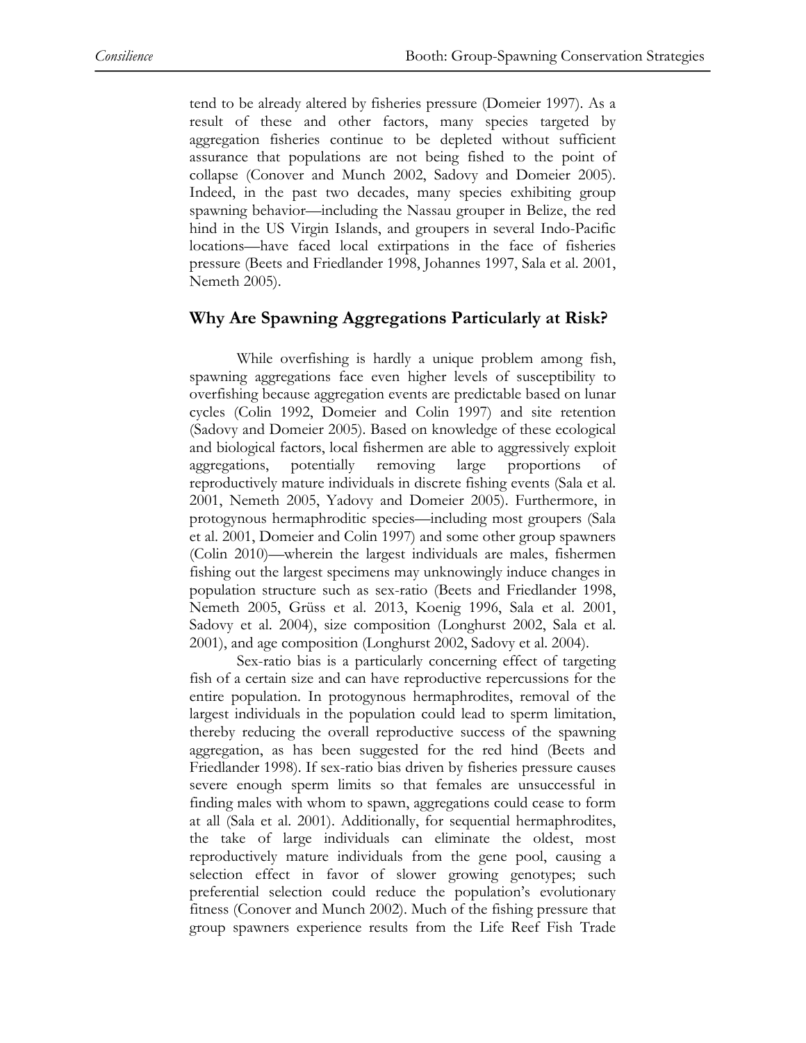tend to be already altered by fisheries pressure (Domeier 1997). As a result of these and other factors, many species targeted by aggregation fisheries continue to be depleted without sufficient assurance that populations are not being fished to the point of collapse (Conover and Munch 2002, Sadovy and Domeier 2005). Indeed, in the past two decades, many species exhibiting group spawning behavior—including the Nassau grouper in Belize, the red hind in the US Virgin Islands, and groupers in several Indo-Pacific locations—have faced local extirpations in the face of fisheries pressure (Beets and Friedlander 1998, Johannes 1997, Sala et al. 2001, Nemeth 2005).

## Why Are Spawning Aggregations Particularly at Risk?

While overfishing is hardly a unique problem among fish, spawning aggregations face even higher levels of susceptibility to overfishing because aggregation events are predictable based on lunar cycles (Colin 1992, Domeier and Colin 1997) and site retention (Sadovy and Domeier 2005). Based on knowledge of these ecological and biological factors, local fishermen are able to aggressively exploit aggregations, potentially removing large proportions of reproductively mature individuals in discrete fishing events (Sala et al. 2001, Nemeth 2005, Yadovy and Domeier 2005). Furthermore, in protogynous hermaphroditic species—including most groupers (Sala et al. 2001, Domeier and Colin 1997) and some other group spawners (Colin 2010)—wherein the largest individuals are males, fishermen fishing out the largest specimens may unknowingly induce changes in population structure such as sex-ratio (Beets and Friedlander 1998, Nemeth 2005, Grüss et al. 2013, Koenig 1996, Sala et al. 2001, Sadovy et al. 2004), size composition (Longhurst 2002, Sala et al. 2001), and age composition (Longhurst 2002, Sadovy et al. 2004).

Sex-ratio bias is a particularly concerning effect of targeting fish of a certain size and can have reproductive repercussions for the entire population. In protogynous hermaphrodites, removal of the largest individuals in the population could lead to sperm limitation, thereby reducing the overall reproductive success of the spawning aggregation, as has been suggested for the red hind (Beets and Friedlander 1998). If sex-ratio bias driven by fisheries pressure causes severe enough sperm limits so that females are unsuccessful in finding males with whom to spawn, aggregations could cease to form at all (Sala et al. 2001). Additionally, for sequential hermaphrodites, the take of large individuals can eliminate the oldest, most reproductively mature individuals from the gene pool, causing a selection effect in favor of slower growing genotypes; such preferential selection could reduce the population's evolutionary fitness (Conover and Munch 2002). Much of the fishing pressure that group spawners experience results from the Life Reef Fish Trade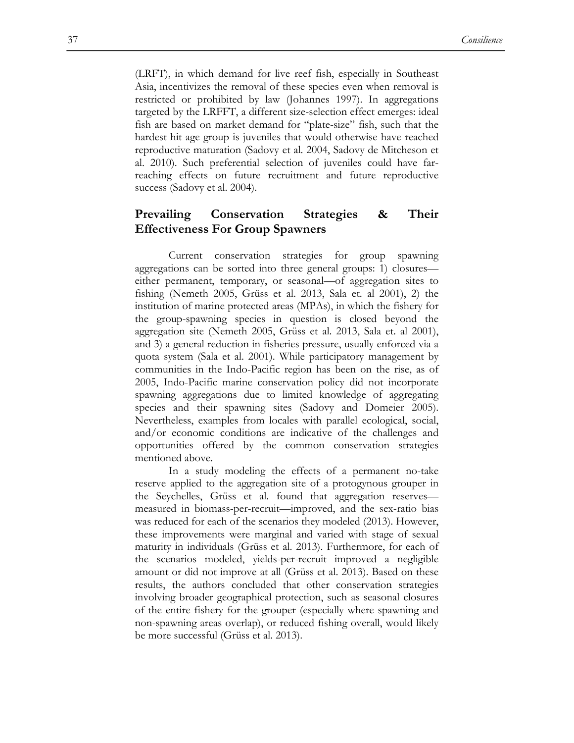(LRFT), in which demand for live reef fish, especially in Southeast Asia, incentivizes the removal of these species even when removal is restricted or prohibited by law (Johannes 1997). In aggregations targeted by the LRFFT, a different size-selection effect emerges: ideal fish are based on market demand for "plate-size" fish, such that the hardest hit age group is juveniles that would otherwise have reached reproductive maturation (Sadovy et al. 2004, Sadovy de Mitcheson et al. 2010). Such preferential selection of juveniles could have far-reaching effects on future recruitment and future reproductive success (Sadovy et al. 2004).

## Prevailing Conservation Strategies & Their Effectiveness For Group Spawners

Current conservation strategies for group spawning aggregations can be sorted into three general groups: 1) closures—either permanent, temporary, or seasonal—of aggregation sites to fishing (Nemeth 2005, Grüss et al. 2013, Sala et. al 2001), 2) the institution of marine protected areas (MPAs), in which the fishery for the group-spawning species in question is closed beyond the aggregation site (Nemeth 2005, Grüss et al. 2013, Sala et. al 2001), and 3) a general reduction in fisheries pressure, usually enforced via a quota system (Sala et al. 2001). While participatory management by communities in the Indo-Pacific region has been on the rise, as of 2005, Indo-Pacific marine conservation policy did not incorporate spawning aggregations due to limited knowledge of aggregating species and their spawning sites (Sadovy and Domeier 2005). Nevertheless, examples from locales with parallel ecological, social, and/or economic conditions are indicative of the challenges and opportunities offered by the common conservation strategies mentioned above.

In a study modeling the effects of a permanent no-take reserve applied to the aggregation site of a protogynous grouper in the Seychelles, Grüss et al. found that aggregation reserves—measured in biomass-per-recruit—improved, and the sex-ratio bias was reduced for each of the scenarios they modeled (2013). However, these improvements were marginal and varied with stage of sexual maturity in individuals (Grüss et al. 2013). Furthermore, for each of the scenarios modeled, yields-per-recruit improved a negligible amount or did not improve at all (Grüss et al. 2013). Based on these results, the authors concluded that other conservation strategies involving broader geographical protection, such as seasonal closures of the entire fishery for the grouper (especially where spawning and non-spawning areas overlap), or reduced fishing overall, would likely be more successful (Grüss et al. 2013).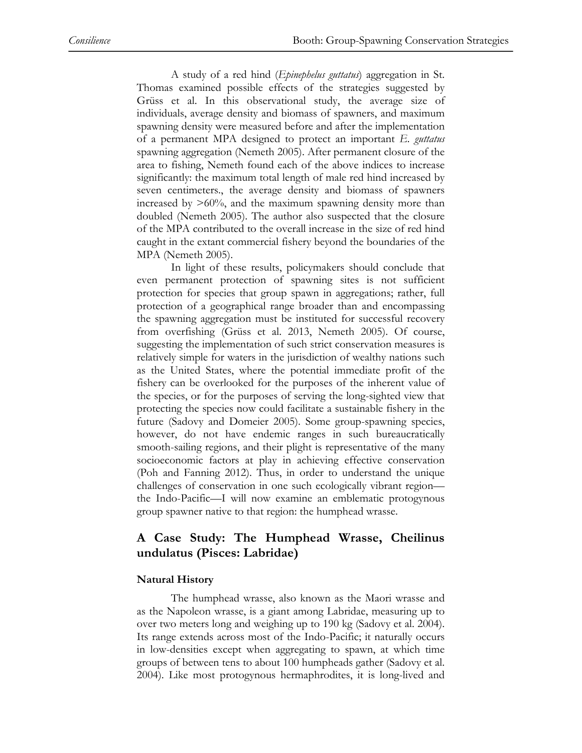A study of a red hind (*Epinephelus guttatus*) aggregation in St. Thomas examined possible effects of the strategies suggested by Grüss et al. In this observational study, the average size of individuals, average density and biomass of spawners, and maximum spawning density were measured before and after the implementation of a permanent MPA designed to protect an important *E. guttatus* spawning aggregation (Nemeth 2005). After permanent closure of the area to fishing, Nemeth found each of the above indices to increase significantly: the maximum total length of male red hind increased by seven centimeters., the average density and biomass of spawners increased by >60%, and the maximum spawning density more than doubled (Nemeth 2005). The author also suspected that the closure of the MPA contributed to the overall increase in the size of red hind caught in the extant commercial fishery beyond the boundaries of the MPA (Nemeth 2005).

In light of these results, policymakers should conclude that even permanent protection of spawning sites is not sufficient protection for species that group spawn in aggregations; rather, full protection of a geographical range broader than and encompassing the spawning aggregation must be instituted for successful recovery from overfishing (Grüss et al. 2013, Nemeth 2005). Of course, suggesting the implementation of such strict conservation measures is relatively simple for waters in the jurisdiction of wealthy nations such as the United States, where the potential immediate profit of the fishery can be overlooked for the purposes of the inherent value of the species, or for the purposes of serving the long-sighted view that protecting the species now could facilitate a sustainable fishery in the future (Sadovy and Domeier 2005). Some group-spawning species, however, do not have endemic ranges in such bureaucratically smooth-sailing regions, and their plight is representative of the many socioeconomic factors at play in achieving effective conservation (Poh and Fanning 2012). Thus, in order to understand the unique challenges of conservation in one such ecologically vibrant region—the Indo-Pacific—I will now examine an emblematic protogynous group spawner native to that region: the humphead wrasse.

## A Case Study: The Humphead Wrasse, Cheilinus undulatus (Pisces: Labridae)

### Natural History

The humphead wrasse, also known as the Maori wrasse and as the Napoleon wrasse, is a giant among Labridae, measuring up to over two meters long and weighing up to 190 kg (Sadovy et al. 2004). Its range extends across most of the Indo-Pacific; it naturally occurs in low-densities except when aggregating to spawn, at which time groups of between tens to about 100 humpheads gather (Sadovy et al. 2004). Like most protogynous hermaphrodites, it is long-lived and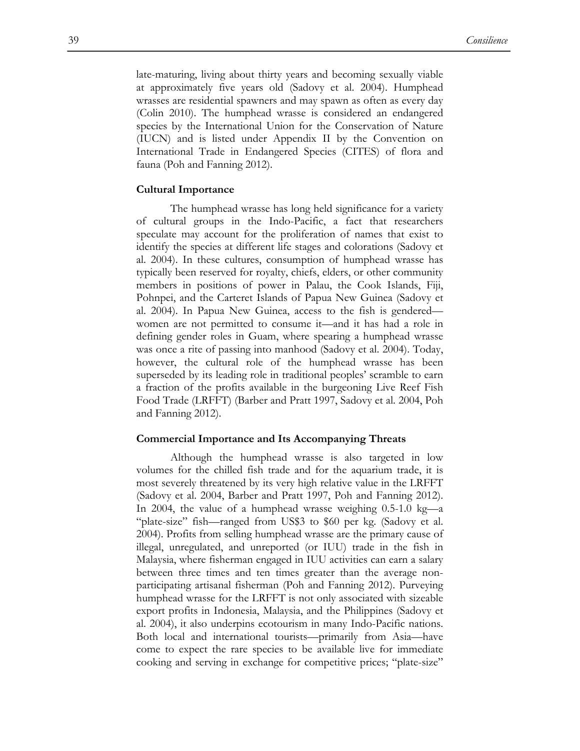late-maturing, living about thirty years and becoming sexually viable at approximately five years old (Sadovy et al. 2004). Humphead wrasses are residential spawners and may spawn as often as every day (Colin 2010). The humphead wrasse is considered an endangered species by the International Union for the Conservation of Nature (IUCN) and is listed under Appendix II by the Convention on International Trade in Endangered Species (CITES) of flora and fauna (Poh and Fanning 2012).

**Cultural Importance**

The humphead wrasse has long held significance for a variety of cultural groups in the Indo-Pacific, a fact that researchers speculate may account for the proliferation of names that exist to identify the species at different life stages and colorations (Sadovy et al. 2004). In these cultures, consumption of humphead wrasse has typically been reserved for royalty, chiefs, elders, or other community members in positions of power in Palau, the Cook Islands, Fiji, Pohnpei, and the Carteret Islands of Papua New Guinea (Sadovy et al. 2004). In Papua New Guinea, access to the fish is gendered—women are not permitted to consume it—and it has had a role in defining gender roles in Guam, where spearing a humphead wrasse was once a rite of passing into manhood (Sadovy et al. 2004). Today, however, the cultural role of the humphead wrasse has been superseded by its leading role in traditional peoples' scramble to earn a fraction of the profits available in the burgeoning Live Reef Fish Food Trade (LRFFT) (Barber and Pratt 1997, Sadovy et al. 2004, Poh and Fanning 2012).

**Commercial Importance and Its Accompanying Threats**

Although the humphead wrasse is also targeted in low volumes for the chilled fish trade and for the aquarium trade, it is most severely threatened by its very high relative value in the LRFFT (Sadovy et al. 2004, Barber and Pratt 1997, Poh and Fanning 2012). In 2004, the value of a humphead wrasse weighing 0.5-1.0 kg—a "plate-size" fish—ranged from US$3 to $60 per kg. (Sadovy et al. 2004). Profits from selling humphead wrasse are the primary cause of illegal, unregulated, and unreported (or IUU) trade in the fish in Malaysia, where fisherman engaged in IUU activities can earn a salary between three times and ten times greater than the average non-participating artisanal fisherman (Poh and Fanning 2012). Purveying humphead wrasse for the LRFFT is not only associated with sizeable export profits in Indonesia, Malaysia, and the Philippines (Sadovy et al. 2004), it also underpins ecotourism in many Indo-Pacific nations. Both local and international tourists—primarily from Asia—have come to expect the rare species to be available live for immediate cooking and serving in exchange for competitive prices; "plate-size"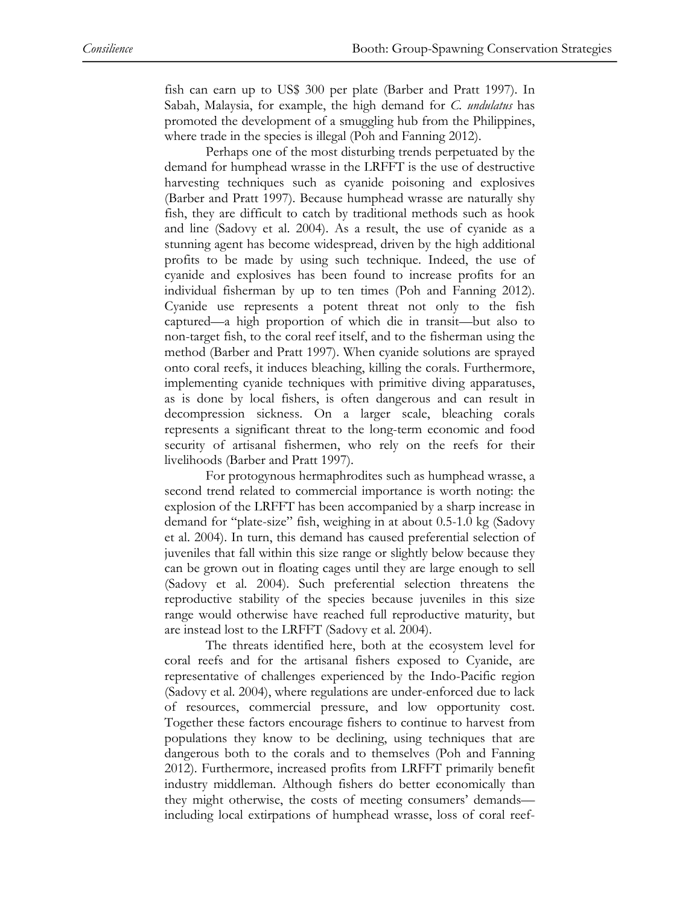fish can earn up to US$ 300 per plate (Barber and Pratt 1997). In Sabah, Malaysia, for example, the high demand for *C. undulatus* has promoted the development of a smuggling hub from the Philippines, where trade in the species is illegal (Poh and Fanning 2012).

Perhaps one of the most disturbing trends perpetuated by the demand for humphead wrasse in the LRFFT is the use of destructive harvesting techniques such as cyanide poisoning and explosives (Barber and Pratt 1997). Because humphead wrasse are naturally shy fish, they are difficult to catch by traditional methods such as hook and line (Sadovy et al. 2004). As a result, the use of cyanide as a stunning agent has become widespread, driven by the high additional profits to be made by using such technique. Indeed, the use of cyanide and explosives has been found to increase profits for an individual fisherman by up to ten times (Poh and Fanning 2012). Cyanide use represents a potent threat not only to the fish captured—a high proportion of which die in transit—but also to non-target fish, to the coral reef itself, and to the fisherman using the method (Barber and Pratt 1997). When cyanide solutions are sprayed onto coral reefs, it induces bleaching, killing the corals. Furthermore, implementing cyanide techniques with primitive diving apparatuses, as is done by local fishers, is often dangerous and can result in decompression sickness. On a larger scale, bleaching corals represents a significant threat to the long-term economic and food security of artisanal fishermen, who rely on the reefs for their livelihoods (Barber and Pratt 1997).

For protogynous hermaphrodites such as humphead wrasse, a second trend related to commercial importance is worth noting: the explosion of the LRFFT has been accompanied by a sharp increase in demand for "plate-size" fish, weighing in at about 0.5-1.0 kg (Sadovy et al. 2004). In turn, this demand has caused preferential selection of juveniles that fall within this size range or slightly below because they can be grown out in floating cages until they are large enough to sell (Sadovy et al. 2004). Such preferential selection threatens the reproductive stability of the species because juveniles in this size range would otherwise have reached full reproductive maturity, but are instead lost to the LRFFT (Sadovy et al. 2004).

The threats identified here, both at the ecosystem level for coral reefs and for the artisanal fishers exposed to Cyanide, are representative of challenges experienced by the Indo-Pacific region (Sadovy et al. 2004), where regulations are under-enforced due to lack of resources, commercial pressure, and low opportunity cost. Together these factors encourage fishers to continue to harvest from populations they know to be declining, using techniques that are dangerous both to the corals and to themselves (Poh and Fanning 2012). Furthermore, increased profits from LRFFT primarily benefit industry middleman. Although fishers do better economically than they might otherwise, the costs of meeting consumers' demands—including local extirpations of humphead wrasse, loss of coral reef-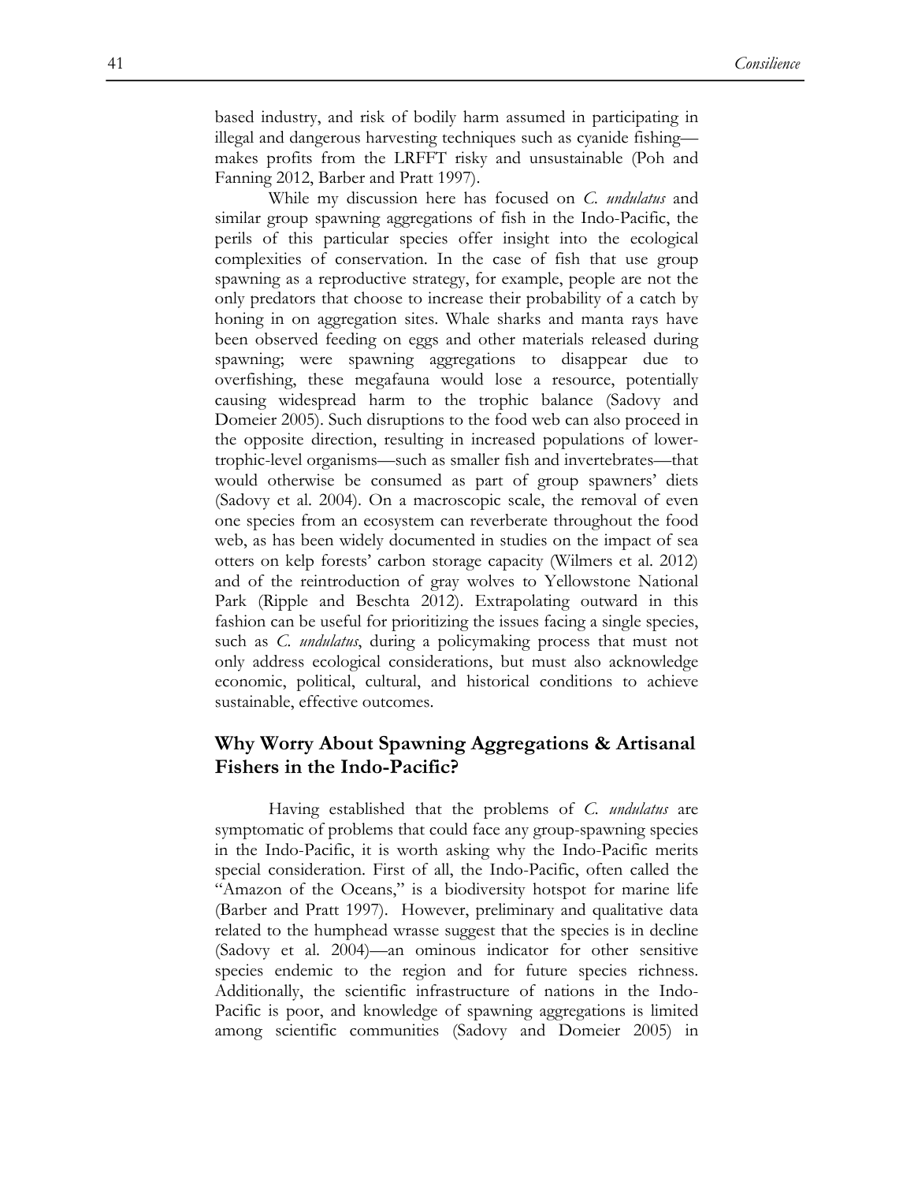based industry, and risk of bodily harm assumed in participating in illegal and dangerous harvesting techniques such as cyanide fishing—makes profits from the LRFFT risky and unsustainable (Poh and Fanning 2012, Barber and Pratt 1997).

While my discussion here has focused on *C. undulatus* and similar group spawning aggregations of fish in the Indo-Pacific, the perils of this particular species offer insight into the ecological complexities of conservation. In the case of fish that use group spawning as a reproductive strategy, for example, people are not the only predators that choose to increase their probability of a catch by honing in on aggregation sites. Whale sharks and manta rays have been observed feeding on eggs and other materials released during spawning; were spawning aggregations to disappear due to overfishing, these megafauna would lose a resource, potentially causing widespread harm to the trophic balance (Sadovy and Domeier 2005). Such disruptions to the food web can also proceed in the opposite direction, resulting in increased populations of lower-trophic-level organisms—such as smaller fish and invertebrates—that would otherwise be consumed as part of group spawners' diets (Sadovy et al. 2004). On a macroscopic scale, the removal of even one species from an ecosystem can reverberate throughout the food web, as has been widely documented in studies on the impact of sea otters on kelp forests' carbon storage capacity (Wilmers et al. 2012) and of the reintroduction of gray wolves to Yellowstone National Park (Ripple and Beschta 2012). Extrapolating outward in this fashion can be useful for prioritizing the issues facing a single species, such as *C. undulatus*, during a policymaking process that must not only address ecological considerations, but must also acknowledge economic, political, cultural, and historical conditions to achieve sustainable, effective outcomes.

## Why Worry About Spawning Aggregations & Artisanal Fishers in the Indo-Pacific?

Having established that the problems of *C. undulatus* are symptomatic of problems that could face any group-spawning species in the Indo-Pacific, it is worth asking why the Indo-Pacific merits special consideration. First of all, the Indo-Pacific, often called the "Amazon of the Oceans," is a biodiversity hotspot for marine life (Barber and Pratt 1997). However, preliminary and qualitative data related to the humphead wrasse suggest that the species is in decline (Sadovy et al. 2004)—an ominous indicator for other sensitive species endemic to the region and for future species richness. Additionally, the scientific infrastructure of nations in the Indo-Pacific is poor, and knowledge of spawning aggregations is limited among scientific communities (Sadovy and Domeier 2005) in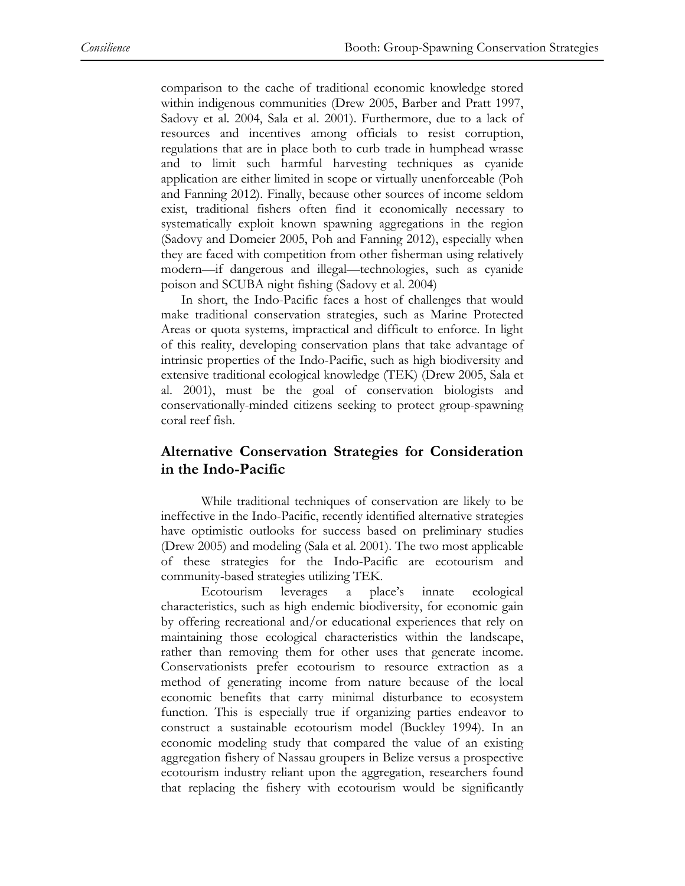comparison to the cache of traditional economic knowledge stored within indigenous communities (Drew 2005, Barber and Pratt 1997, Sadovy et al. 2004, Sala et al. 2001). Furthermore, due to a lack of resources and incentives among officials to resist corruption, regulations that are in place both to curb trade in humphead wrasse and to limit such harmful harvesting techniques as cyanide application are either limited in scope or virtually unenforceable (Poh and Fanning 2012). Finally, because other sources of income seldom exist, traditional fishers often find it economically necessary to systematically exploit known spawning aggregations in the region (Sadovy and Domeier 2005, Poh and Fanning 2012), especially when they are faced with competition from other fisherman using relatively modern—if dangerous and illegal—technologies, such as cyanide poison and SCUBA night fishing (Sadovy et al. 2004)

In short, the Indo-Pacific faces a host of challenges that would make traditional conservation strategies, such as Marine Protected Areas or quota systems, impractical and difficult to enforce. In light of this reality, developing conservation plans that take advantage of intrinsic properties of the Indo-Pacific, such as high biodiversity and extensive traditional ecological knowledge (TEK) (Drew 2005, Sala et al. 2001), must be the goal of conservation biologists and conservationally-minded citizens seeking to protect group-spawning coral reef fish.

## Alternative Conservation Strategies for Consideration in the Indo-Pacific

While traditional techniques of conservation are likely to be ineffective in the Indo-Pacific, recently identified alternative strategies have optimistic outlooks for success based on preliminary studies (Drew 2005) and modeling (Sala et al. 2001). The two most applicable of these strategies for the Indo-Pacific are ecotourism and community-based strategies utilizing TEK.

Ecotourism leverages a place's innate ecological characteristics, such as high endemic biodiversity, for economic gain by offering recreational and/or educational experiences that rely on maintaining those ecological characteristics within the landscape, rather than removing them for other uses that generate income. Conservationists prefer ecotourism to resource extraction as a method of generating income from nature because of the local economic benefits that carry minimal disturbance to ecosystem function. This is especially true if organizing parties endeavor to construct a sustainable ecotourism model (Buckley 1994). In an economic modeling study that compared the value of an existing aggregation fishery of Nassau groupers in Belize versus a prospective ecotourism industry reliant upon the aggregation, researchers found that replacing the fishery with ecotourism would be significantly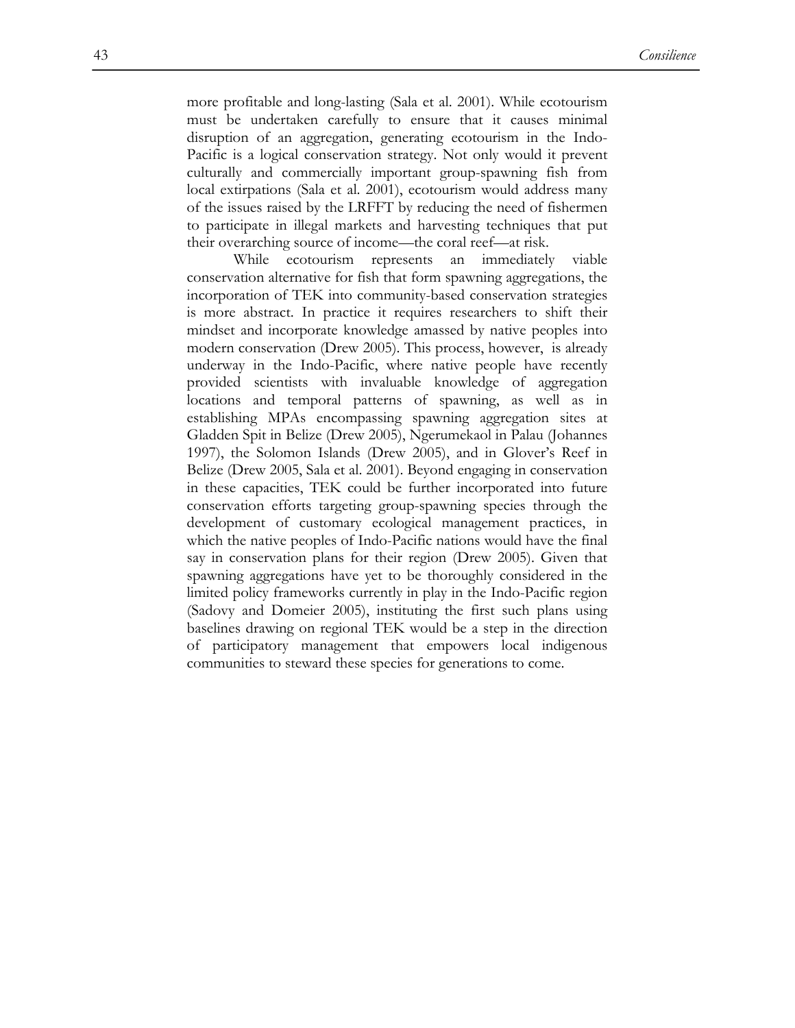more profitable and long-lasting (Sala et al. 2001). While ecotourism must be undertaken carefully to ensure that it causes minimal disruption of an aggregation, generating ecotourism in the Indo-Pacific is a logical conservation strategy. Not only would it prevent culturally and commercially important group-spawning fish from local extirpations (Sala et al. 2001), ecotourism would address many of the issues raised by the LRFFT by reducing the need of fishermen to participate in illegal markets and harvesting techniques that put their overarching source of income—the coral reef—at risk.

While ecotourism represents an immediately viable conservation alternative for fish that form spawning aggregations, the incorporation of TEK into community-based conservation strategies is more abstract. In practice it requires researchers to shift their mindset and incorporate knowledge amassed by native peoples into modern conservation (Drew 2005). This process, however, is already underway in the Indo-Pacific, where native people have recently provided scientists with invaluable knowledge of aggregation locations and temporal patterns of spawning, as well as in establishing MPAs encompassing spawning aggregation sites at Gladden Spit in Belize (Drew 2005), Ngerumekaol in Palau (Johannes 1997), the Solomon Islands (Drew 2005), and in Glover's Reef in Belize (Drew 2005, Sala et al. 2001). Beyond engaging in conservation in these capacities, TEK could be further incorporated into future conservation efforts targeting group-spawning species through the development of customary ecological management practices, in which the native peoples of Indo-Pacific nations would have the final say in conservation plans for their region (Drew 2005). Given that spawning aggregations have yet to be thoroughly considered in the limited policy frameworks currently in play in the Indo-Pacific region (Sadovy and Domeier 2005), instituting the first such plans using baselines drawing on regional TEK would be a step in the direction of participatory management that empowers local indigenous communities to steward these species for generations to come.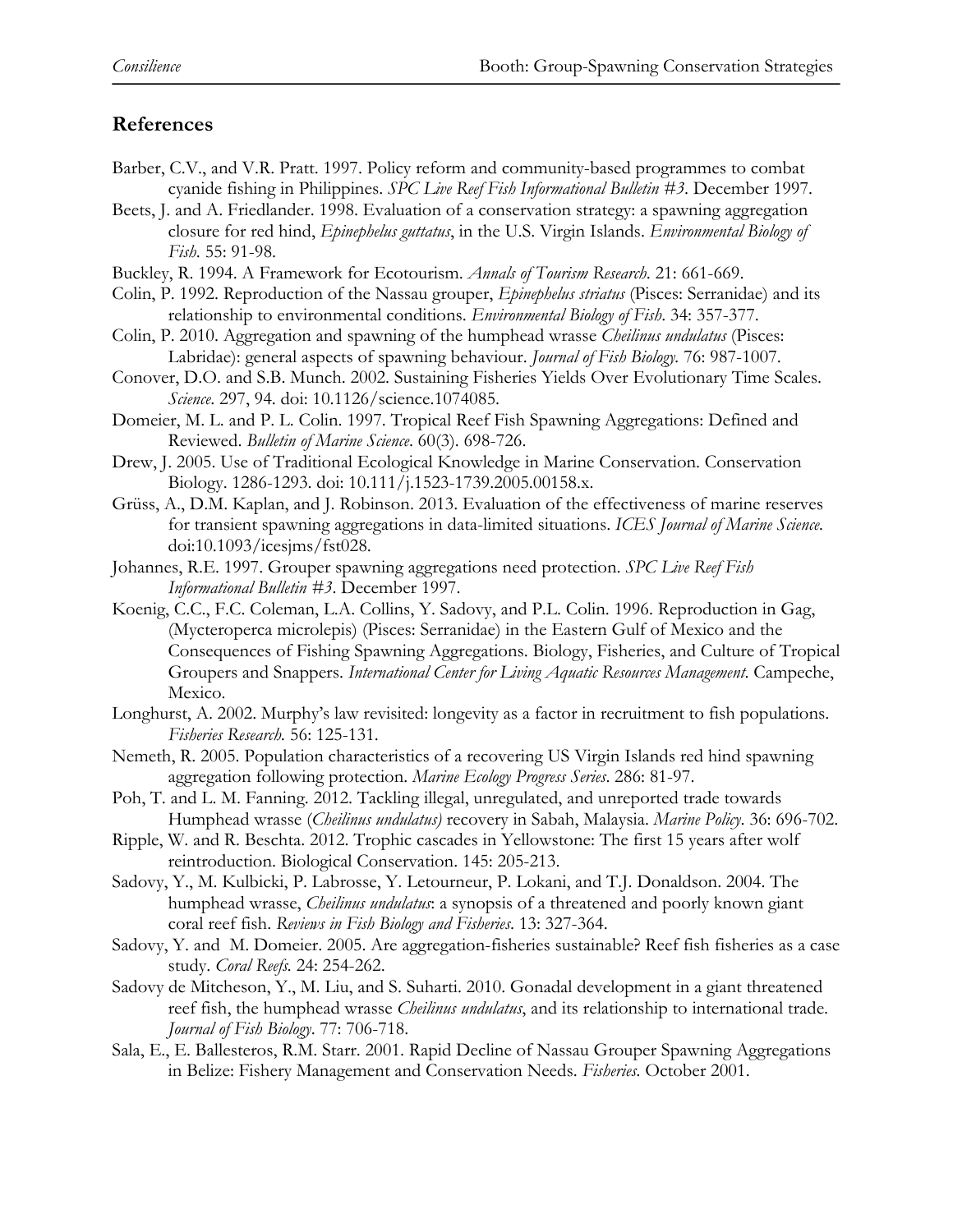## References

Barber, C.V., and V.R. Pratt. 1997. Policy reform and community-based programmes to combat cyanide fishing in Philippines. *SPC Live Reef Fish Informational Bulletin #3*. December 1997.

Beets, J. and A. Friedlander. 1998. Evaluation of a conservation strategy: a spawning aggregation closure for red hind, *Epinephelus guttatus*, in the U.S. Virgin Islands. *Environmental Biology of Fish*. 55: 91-98.

Buckley, R. 1994. A Framework for Ecotourism. *Annals of Tourism Research*. 21: 661-669.

Colin, P. 1992. Reproduction of the Nassau grouper, *Epinephelus striatus* (Pisces: Serranidae) and its relationship to environmental conditions. *Environmental Biology of Fish*. 34: 357-377.

Colin, P. 2010. Aggregation and spawning of the humphead wrasse *Cheilinus undulatus* (Pisces: Labridae): general aspects of spawning behaviour. *Journal of Fish Biology*. 76: 987-1007.

Conover, D.O. and S.B. Munch. 2002. Sustaining Fisheries Yields Over Evolutionary Time Scales. *Science*. 297, 94. doi: 10.1126/science.1074085.

Domeier, M. L. and P. L. Colin. 1997. Tropical Reef Fish Spawning Aggregations: Defined and Reviewed. *Bulletin of Marine Science*. 60(3). 698-726.

Drew, J. 2005. Use of Traditional Ecological Knowledge in Marine Conservation. Conservation Biology. 1286-1293. doi: 10.111/j.1523-1739.2005.00158.x.

Grüss, A., D.M. Kaplan, and J. Robinson. 2013. Evaluation of the effectiveness of marine reserves for transient spawning aggregations in data-limited situations. *ICES Journal of Marine Science*. doi:10.1093/icesjms/fst028.

Johannes, R.E. 1997. Grouper spawning aggregations need protection. *SPC Live Reef Fish Informational Bulletin #3*. December 1997.

Koenig, C.C., F.C. Coleman, L.A. Collins, Y. Sadovy, and P.L. Colin. 1996. Reproduction in Gag, (Mycteroperca microlepis) (Pisces: Serranidae) in the Eastern Gulf of Mexico and the Consequences of Fishing Spawning Aggregations. Biology, Fisheries, and Culture of Tropical Groupers and Snappers. *International Center for Living Aquatic Resources Management*. Campeche, Mexico.

Longhurst, A. 2002. Murphy's law revisited: longevity as a factor in recruitment to fish populations. *Fisheries Research*. 56: 125-131.

Nemeth, R. 2005. Population characteristics of a recovering US Virgin Islands red hind spawning aggregation following protection. *Marine Ecology Progress Series*. 286: 81-97.

Poh, T. and L. M. Fanning. 2012. Tackling illegal, unregulated, and unreported trade towards Humphead wrasse (*Cheilinus undulatus)* recovery in Sabah, Malaysia. *Marine Policy*. 36: 696-702.

Ripple, W. and R. Beschta. 2012. Trophic cascades in Yellowstone: The first 15 years after wolf reintroduction. Biological Conservation. 145: 205-213.

Sadovy, Y., M. Kulbicki, P. Labrosse, Y. Letourneur, P. Lokani, and T.J. Donaldson. 2004. The humphead wrasse, *Cheilinus undulatus*: a synopsis of a threatened and poorly known giant coral reef fish. *Reviews in Fish Biology and Fisheries*. 13: 327-364.

Sadovy, Y. and M. Domeier. 2005. Are aggregation-fisheries sustainable? Reef fish fisheries as a case study. *Coral Reefs*. 24: 254-262.

Sadovy de Mitcheson, Y., M. Liu, and S. Suharti. 2010. Gonadal development in a giant threatened reef fish, the humphead wrasse *Cheilinus undulatus*, and its relationship to international trade. *Journal of Fish Biology*. 77: 706-718.

Sala, E., E. Ballesteros, R.M. Starr. 2001. Rapid Decline of Nassau Grouper Spawning Aggregations in Belize: Fishery Management and Conservation Needs. *Fisheries*. October 2001.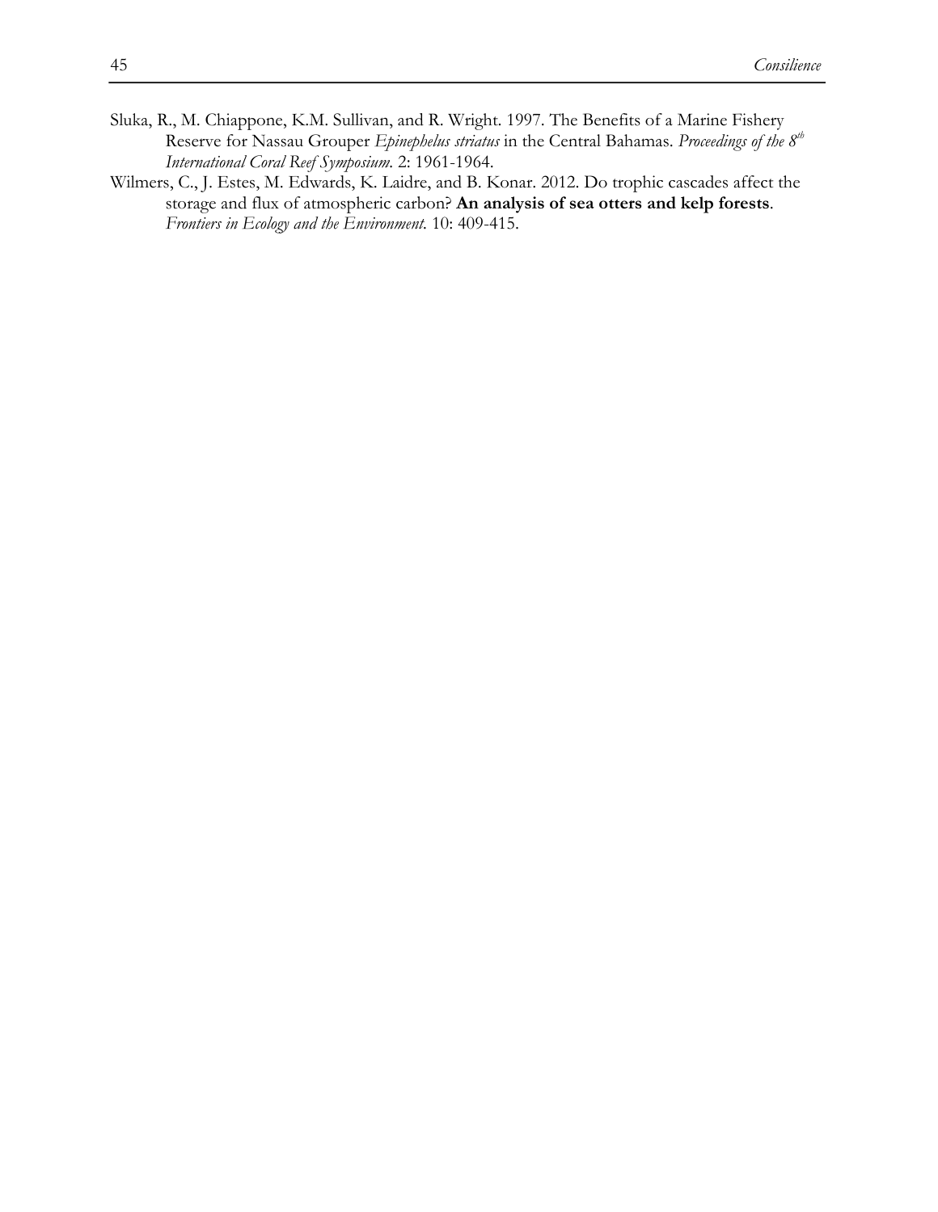Sluka, R., M. Chiappone, K.M. Sullivan, and R. Wright. 1997. The Benefits of a Marine Fishery Reserve for Nassau Grouper *Epinephelus striatus* in the Central Bahamas. *Proceedings of the 8th International Coral Reef Symposium.* 2: 1961-1964.

Wilmers, C., J. Estes, M. Edwards, K. Laidre, and B. Konar. 2012. Do trophic cascades affect the storage and flux of atmospheric carbon? **An analysis of sea otters and kelp forests**. *Frontiers in Ecology and the Environment.* 10: 409-415.